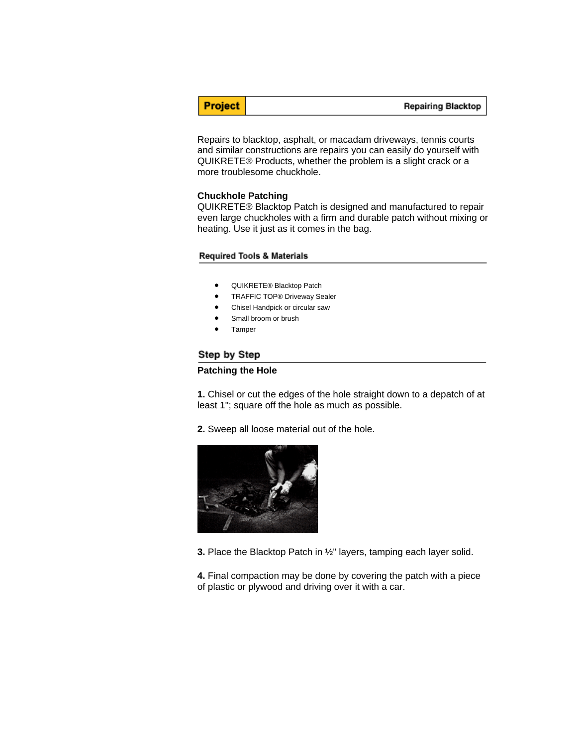**Project** | **Repairing Blacktop**

Repairs to blacktop, asphalt, or macadam driveways, tennis courts and similar constructions are repairs you can easily do yourself with QUIKRETE® Products, whether the problem is a slight crack or a more troublesome chuckhole.

**Chuckhole Patching**
QUIKRETE® Blacktop Patch is designed and manufactured to repair even large chuckholes with a firm and durable patch without mixing or heating. Use it just as it comes in the bag.

## Required Tools & Materials

- QUIKRETE® Blacktop Patch
- TRAFFIC TOP® Driveway Sealer
- Chisel Handpick or circular saw
- Small broom or brush
- Tamper

## Step by Step

### Patching the Hole

**1.** Chisel or cut the edges of the hole straight down to a depatch of at least 1"; square off the hole as much as possible.

**2.** Sweep all loose material out of the hole.

**3.** Place the Blacktop Patch in ½" layers, tamping each layer solid.

**4.** Final compaction may be done by covering the patch with a piece of plastic or plywood and driving over it with a car.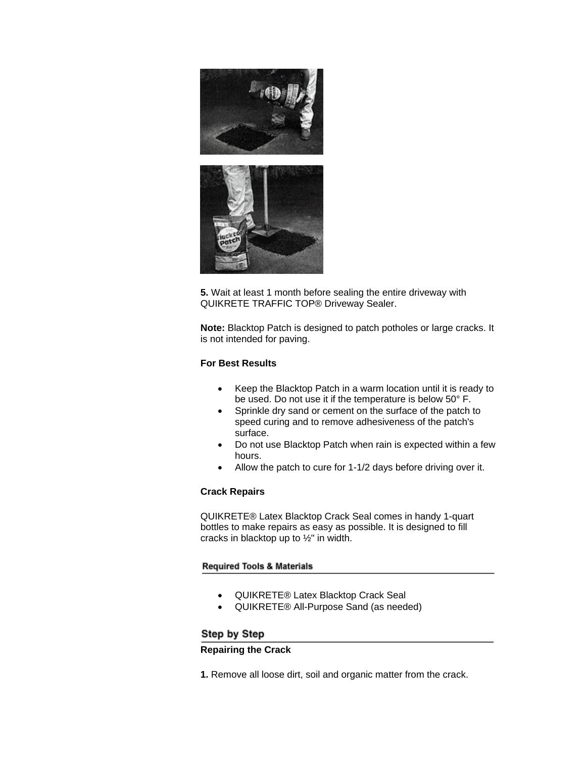**5.** Wait at least 1 month before sealing the entire driveway with QUIKRETE TRAFFIC TOP® Driveway Sealer.

**Note:** Blacktop Patch is designed to patch potholes or large cracks. It is not intended for paving.

**For Best Results**

- Keep the Blacktop Patch in a warm location until it is ready to be used. Do not use it if the temperature is below 50° F.
- Sprinkle dry sand or cement on the surface of the patch to speed curing and to remove adhesiveness of the patch's surface.
- Do not use Blacktop Patch when rain is expected within a few hours.
- Allow the patch to cure for 1-1/2 days before driving over it.

**Crack Repairs**

QUIKRETE® Latex Blacktop Crack Seal comes in handy 1-quart bottles to make repairs as easy as possible. It is designed to fill cracks in blacktop up to ½" in width.

## Required Tools & Materials

- QUIKRETE® Latex Blacktop Crack Seal
- QUIKRETE® All-Purpose Sand (as needed)

## Step by Step

**Repairing the Crack**

**1.** Remove all loose dirt, soil and organic matter from the crack.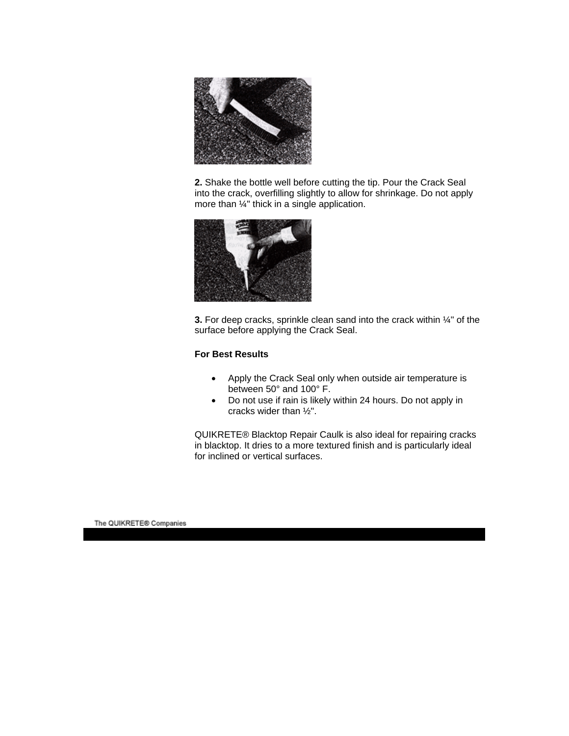**2.** Shake the bottle well before cutting the tip. Pour the Crack Seal into the crack, overfilling slightly to allow for shrinkage. Do not apply more than ¼" thick in a single application.

**3.** For deep cracks, sprinkle clean sand into the crack within ¼" of the surface before applying the Crack Seal.

**For Best Results**

- Apply the Crack Seal only when outside air temperature is between 50° and 100° F.
- Do not use if rain is likely within 24 hours. Do not apply in cracks wider than ½".

QUIKRETE® Blacktop Repair Caulk is also ideal for repairing cracks in blacktop. It dries to a more textured finish and is particularly ideal for inclined or vertical surfaces.